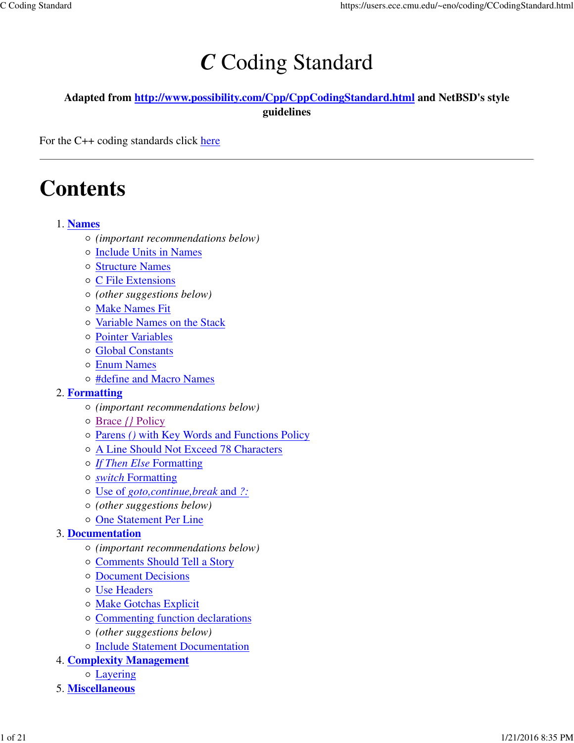# *C* Coding Standard

**Adapted from http://www.possibility.com/Cpp/CppCodingStandard.html and NetBSD's style guidelines**

For the C++ coding standards click here

---

# Contents

1. **Names**
   - *(important recommendations below)*
   - Include Units in Names
   - Structure Names
   - C File Extensions
   - *(other suggestions below)*
   - Make Names Fit
   - Variable Names on the Stack
   - Pointer Variables
   - Global Constants
   - Enum Names
   - #define and Macro Names
2. **Formatting**
   - *(important recommendations below)*
   - Brace *{}* Policy
   - Parens *()* with Key Words and Functions Policy
   - A Line Should Not Exceed 78 Characters
   - *If Then Else* Formatting
   - *switch* Formatting
   - Use of *goto,continue,break* and *?:*
   - *(other suggestions below)*
   - One Statement Per Line
3. **Documentation**
   - *(important recommendations below)*
   - Comments Should Tell a Story
   - Document Decisions
   - Use Headers
   - Make Gotchas Explicit
   - Commenting function declarations
   - *(other suggestions below)*
   - Include Statement Documentation
4. **Complexity Management**
   - Layering
5. **Miscellaneous**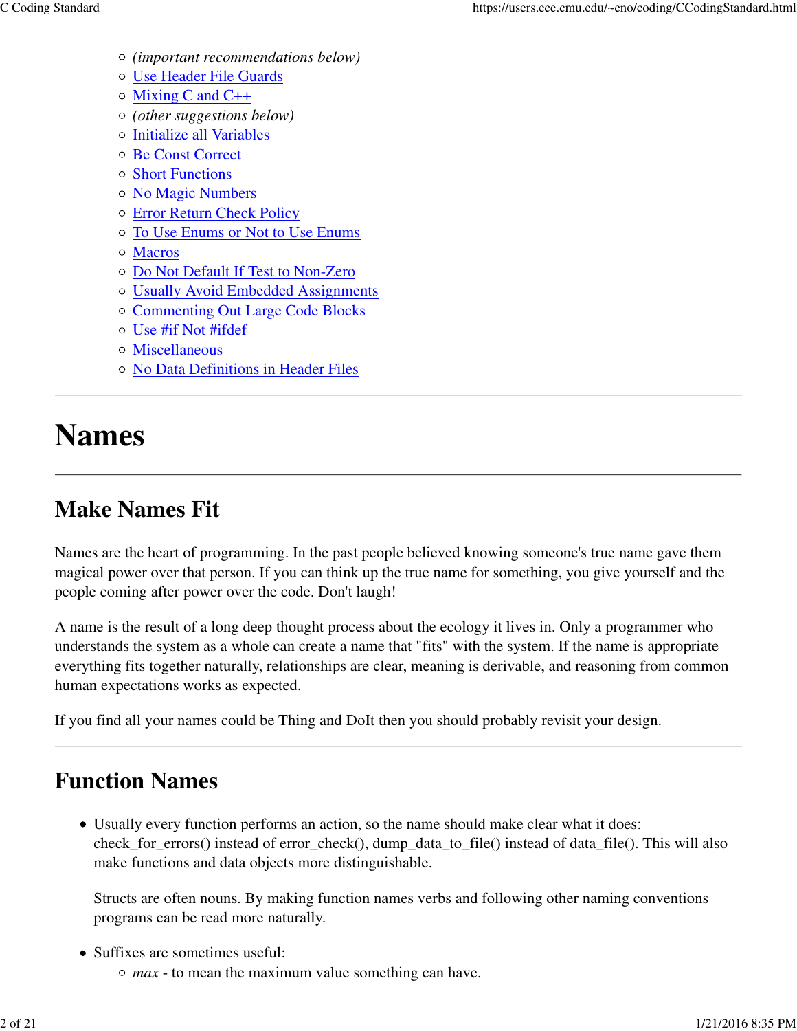- *(important recommendations below)*
- Use Header File Guards
- Mixing C and C++
- *(other suggestions below)*
- Initialize all Variables
- Be Const Correct
- Short Functions
- No Magic Numbers
- Error Return Check Policy
- To Use Enums or Not to Use Enums
- Macros
- Do Not Default If Test to Non-Zero
- Usually Avoid Embedded Assignments
- Commenting Out Large Code Blocks
- Use #if Not #ifdef
- Miscellaneous
- No Data Definitions in Header Files

---

# Names

---

## Make Names Fit

Names are the heart of programming. In the past people believed knowing someone's true name gave them magical power over that person. If you can think up the true name for something, you give yourself and the people coming after power over the code. Don't laugh!

A name is the result of a long deep thought process about the ecology it lives in. Only a programmer who understands the system as a whole can create a name that "fits" with the system. If the name is appropriate everything fits together naturally, relationships are clear, meaning is derivable, and reasoning from common human expectations works as expected.

If you find all your names could be Thing and DoIt then you should probably revisit your design.

---

## Function Names

- Usually every function performs an action, so the name should make clear what it does: check_for_errors() instead of error_check(), dump_data_to_file() instead of data_file(). This will also make functions and data objects more distinguishable.

  Structs are often nouns. By making function names verbs and following other naming conventions programs can be read more naturally.

- Suffixes are sometimes useful:
  - *max* - to mean the maximum value something can have.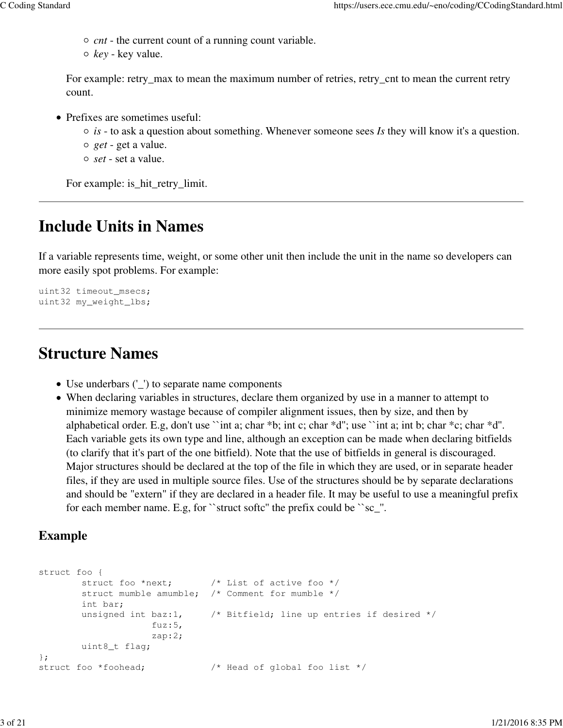- *cnt* - the current count of a running count variable.
  - *key* - key value.

  For example: retry_max to mean the maximum number of retries, retry_cnt to mean the current retry count.

- Prefixes are sometimes useful:
  - *is* - to ask a question about something. Whenever someone sees *Is* they will know it's a question.
  - *get* - get a value.
  - *set* - set a value.

  For example: is_hit_retry_limit.

---

# Include Units in Names

If a variable represents time, weight, or some other unit then include the unit in the name so developers can more easily spot problems. For example:

```
uint32 timeout_msecs;
uint32 my_weight_lbs;
```

---

# Structure Names

- Use underbars ('_') to separate name components
- When declaring variables in structures, declare them organized by use in a manner to attempt to minimize memory wastage because of compiler alignment issues, then by size, and then by alphabetical order. E.g, don't use ``int a; char *b; int c; char *d''; use ``int a; int b; char *c; char *d''. Each variable gets its own type and line, although an exception can be made when declaring bitfields (to clarify that it's part of the one bitfield). Note that the use of bitfields in general is discouraged. Major structures should be declared at the top of the file in which they are used, or in separate header files, if they are used in multiple source files. Use of the structures should be by separate declarations and should be "extern" if they are declared in a header file. It may be useful to use a meaningful prefix for each member name. E.g, for ``struct softc'' the prefix could be ``sc_''.

## Example

```
struct foo {
        struct foo *next;       /* List of active foo */
        struct mumble amumble;  /* Comment for mumble */
        int bar;
        unsigned int baz:1,     /* Bitfield; line up entries if desired */
                     fuz:5,
                     zap:2;
        uint8_t flag;
};
struct foo *foohead;            /* Head of global foo list */
```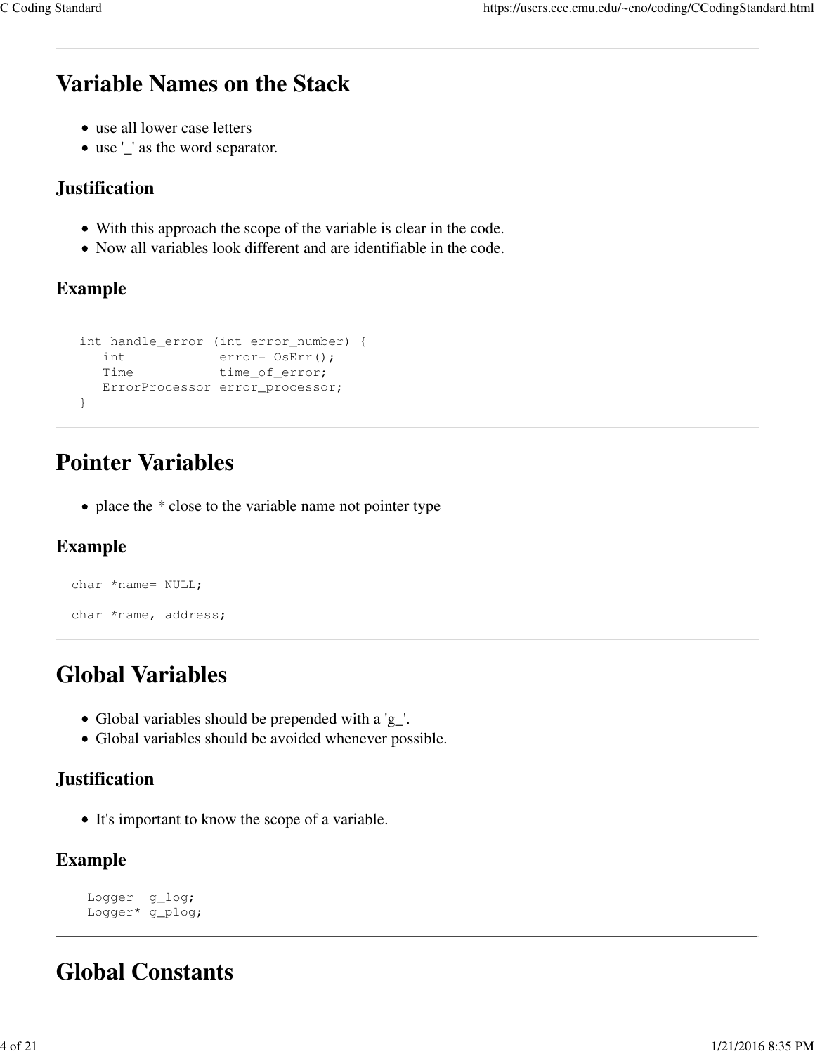# Variable Names on the Stack

- use all lower case letters
- use '_' as the word separator.

## Justification

- With this approach the scope of the variable is clear in the code.
- Now all variables look different and are identifiable in the code.

## Example

```
int handle_error (int error_number) {
   int            error= OsErr();
   Time           time_of_error;
   ErrorProcessor error_processor;
}
```

# Pointer Variables

- place the * close to the variable name not pointer type

## Example

```
char *name= NULL;

char *name, address;
```

# Global Variables

- Global variables should be prepended with a 'g_'.
- Global variables should be avoided whenever possible.

## Justification

- It's important to know the scope of a variable.

## Example

```
Logger  g_log;
Logger* g_plog;
```

# Global Constants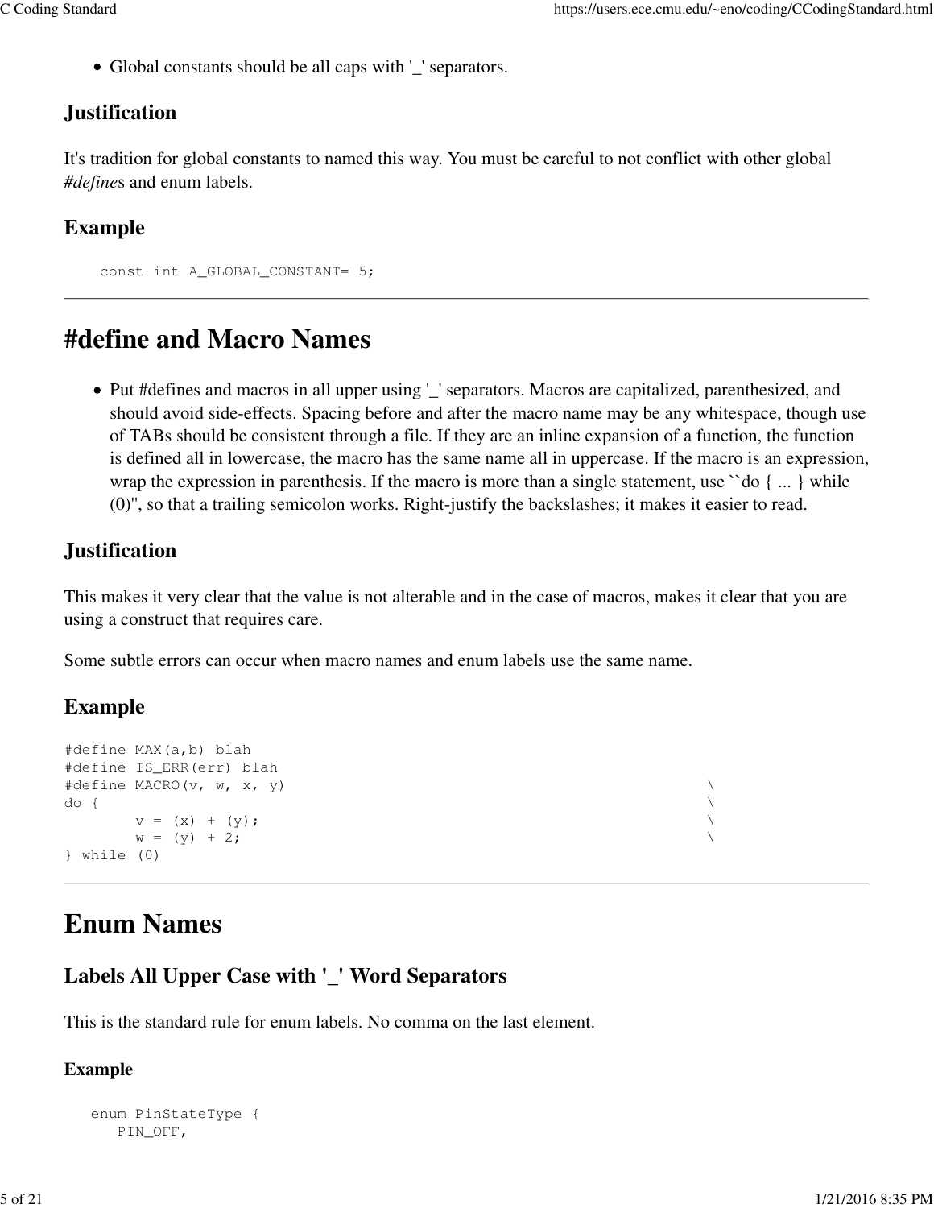- Global constants should be all caps with '_' separators.

### Justification

It's tradition for global constants to named this way. You must be careful to not conflict with other global *#define*s and enum labels.

### Example

```
const int A_GLOBAL_CONSTANT= 5;
```

---

# #define and Macro Names

- Put #defines and macros in all upper using '_' separators. Macros are capitalized, parenthesized, and should avoid side-effects. Spacing before and after the macro name may be any whitespace, though use of TABs should be consistent through a file. If they are an inline expansion of a function, the function is defined all in lowercase, the macro has the same name all in uppercase. If the macro is an expression, wrap the expression in parenthesis. If the macro is more than a single statement, use ``do { ... } while (0)'', so that a trailing semicolon works. Right-justify the backslashes; it makes it easier to read.

### Justification

This makes it very clear that the value is not alterable and in the case of macros, makes it clear that you are using a construct that requires care.

Some subtle errors can occur when macro names and enum labels use the same name.

### Example

```
#define MAX(a,b) blah
#define IS_ERR(err) blah
#define MACRO(v, w, x, y)                                               \
do {                                                                    \
        v = (x) + (y);                                                  \
        w = (y) + 2;                                                    \
} while (0)
```

---

# Enum Names

## Labels All Upper Case with '_' Word Separators

This is the standard rule for enum labels. No comma on the last element.

#### Example

```
enum PinStateType {
   PIN_OFF,
```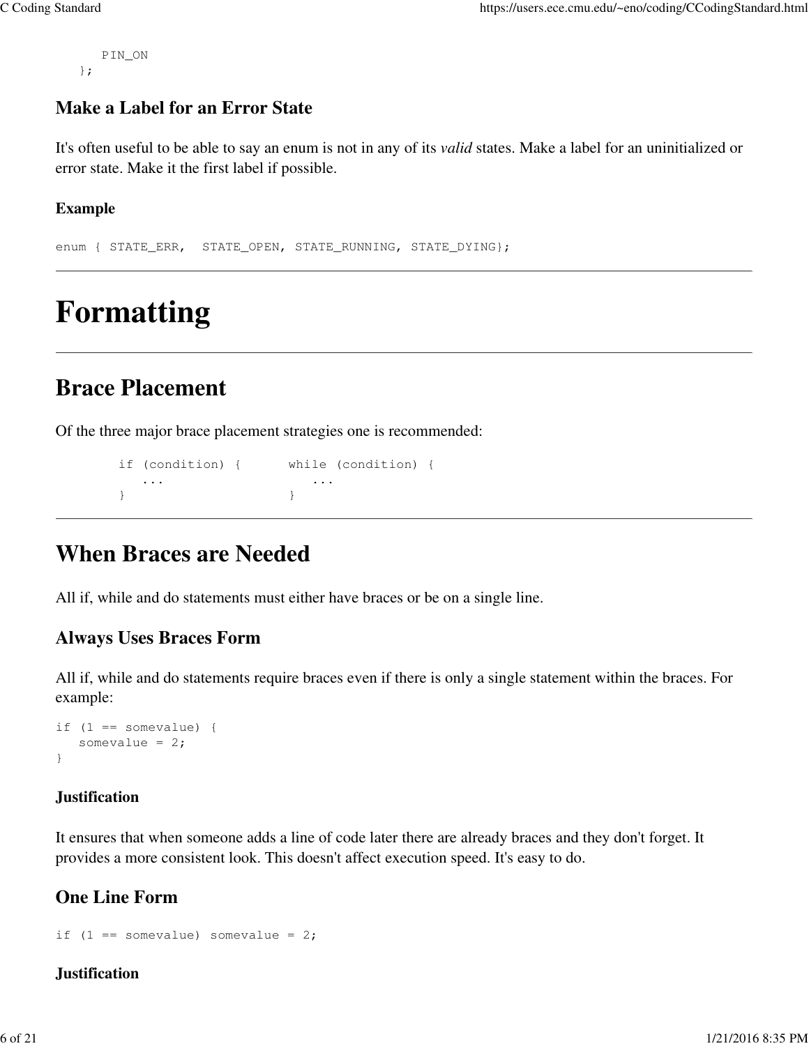```
   PIN_ON
};
```

### Make a Label for an Error State

It's often useful to be able to say an enum is not in any of its *valid* states. Make a label for an uninitialized or error state. Make it the first label if possible.

#### Example

```
enum { STATE_ERR,  STATE_OPEN, STATE_RUNNING, STATE_DYING};
```

---

# Formatting

---

## Brace Placement

Of the three major brace placement strategies one is recommended:

```
        if (condition) {      while (condition) {
           ...                   ...
        }                     }
```

---

## When Braces are Needed

All if, while and do statements must either have braces or be on a single line.

### Always Uses Braces Form

All if, while and do statements require braces even if there is only a single statement within the braces. For example:

```
if (1 == somevalue) {
   somevalue = 2;
}
```

#### Justification

It ensures that when someone adds a line of code later there are already braces and they don't forget. It provides a more consistent look. This doesn't affect execution speed. It's easy to do.

### One Line Form

```
if (1 == somevalue) somevalue = 2;
```

#### Justification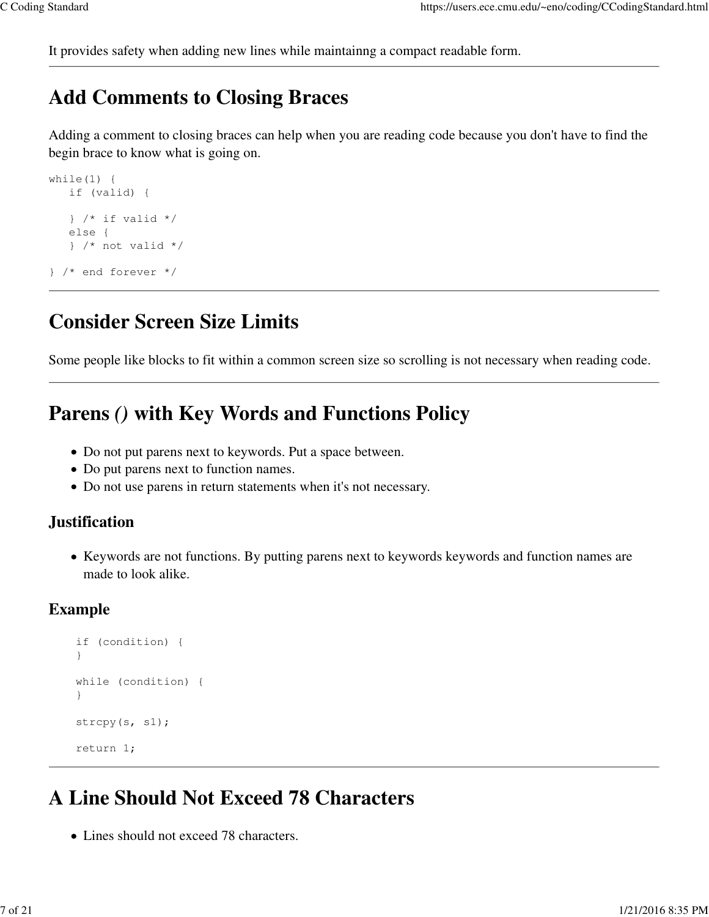It provides safety when adding new lines while maintainng a compact readable form.

---

# Add Comments to Closing Braces

Adding a comment to closing braces can help when you are reading code because you don't have to find the begin brace to know what is going on.

```
while(1) {
   if (valid) {

   } /* if valid */
   else {
   } /* not valid */

} /* end forever */
```

---

# Consider Screen Size Limits

Some people like blocks to fit within a common screen size so scrolling is not necessary when reading code.

---

# Parens *()* with Key Words and Functions Policy

- Do not put parens next to keywords. Put a space between.
- Do put parens next to function names.
- Do not use parens in return statements when it's not necessary.

### Justification

- Keywords are not functions. By putting parens next to keywords keywords and function names are made to look alike.

### Example

```
if (condition) {
}

while (condition) {
}

strcpy(s, s1);

return 1;
```

---

# A Line Should Not Exceed 78 Characters

- Lines should not exceed 78 characters.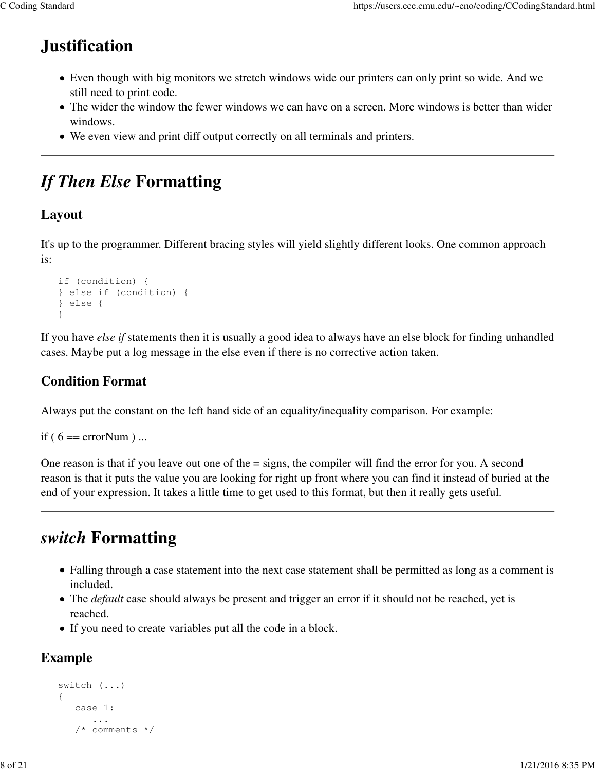# Justification

- Even though with big monitors we stretch windows wide our printers can only print so wide. And we still need to print code.
- The wider the window the fewer windows we can have on a screen. More windows is better than wider windows.
- We even view and print diff output correctly on all terminals and printers.

---

# *If Then Else* Formatting

## Layout

It's up to the programmer. Different bracing styles will yield slightly different looks. One common approach is:

```
if (condition) {
} else if (condition) {
} else {
}
```

If you have *else if* statements then it is usually a good idea to always have an else block for finding unhandled cases. Maybe put a log message in the else even if there is no corrective action taken.

## Condition Format

Always put the constant on the left hand side of an equality/inequality comparison. For example:

if ( 6 == errorNum ) ...

One reason is that if you leave out one of the = signs, the compiler will find the error for you. A second reason is that it puts the value you are looking for right up front where you can find it instead of buried at the end of your expression. It takes a little time to get used to this format, but then it really gets useful.

---

# *switch* Formatting

- Falling through a case statement into the next case statement shall be permitted as long as a comment is included.
- The *default* case should always be present and trigger an error if it should not be reached, yet is reached.
- If you need to create variables put all the code in a block.

## Example

```
switch (...)
{
   case 1:
      ...
   /* comments */
```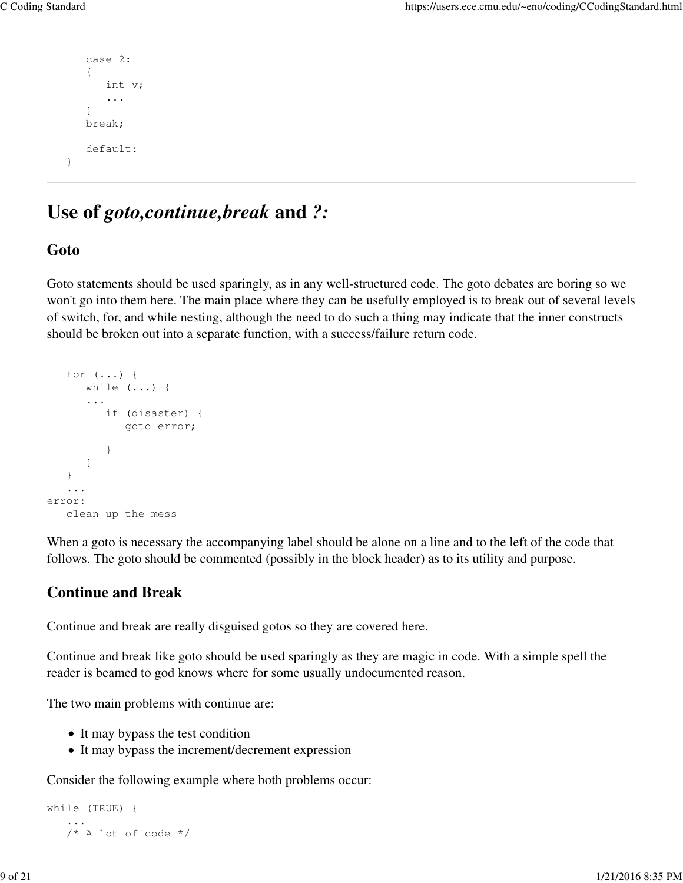```
      case 2:
      {
         int v;
         ...
      }
      break;

      default:
   }
```

---

# Use of *goto*,*continue*,*break* and *?:*

## Goto

Goto statements should be used sparingly, as in any well-structured code. The goto debates are boring so we won't go into them here. The main place where they can be usefully employed is to break out of several levels of switch, for, and while nesting, although the need to do such a thing may indicate that the inner constructs should be broken out into a separate function, with a success/failure return code.

```
   for (...) {
      while (...) {
      ...
         if (disaster) {
            goto error;

         }
      }
   }
   ...
error:
   clean up the mess
```

When a goto is necessary the accompanying label should be alone on a line and to the left of the code that follows. The goto should be commented (possibly in the block header) as to its utility and purpose.

## Continue and Break

Continue and break are really disguised gotos so they are covered here.

Continue and break like goto should be used sparingly as they are magic in code. With a simple spell the reader is beamed to god knows where for some usually undocumented reason.

The two main problems with continue are:

- It may bypass the test condition
- It may bypass the increment/decrement expression

Consider the following example where both problems occur:

```
while (TRUE) {
   ...
   /* A lot of code */
```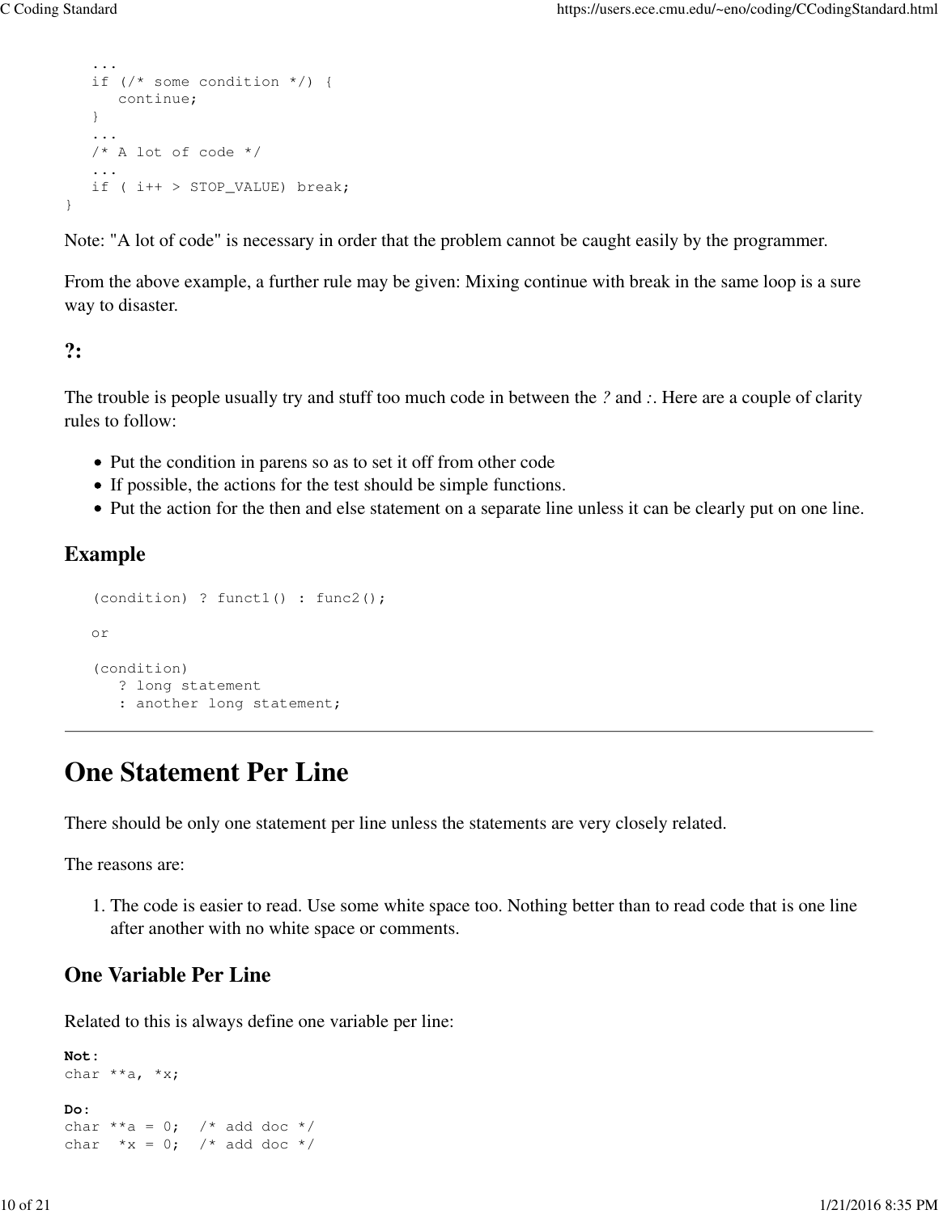```
   ...
   if (/* some condition */) {
      continue;
   }
   ...
   /* A lot of code */
   ...
   if ( i++ > STOP_VALUE) break;
}
```

Note: "A lot of code" is necessary in order that the problem cannot be caught easily by the programmer.

From the above example, a further rule may be given: Mixing continue with break in the same loop is a sure way to disaster.

### ?:

The trouble is people usually try and stuff too much code in between the *?* and *:*. Here are a couple of clarity rules to follow:

- Put the condition in parens so as to set it off from other code
- If possible, the actions for the test should be simple functions.
- Put the action for the then and else statement on a separate line unless it can be clearly put on one line.

### Example

```
   (condition) ? funct1() : func2();

   or

   (condition)
      ? long statement
      : another long statement;
```

# One Statement Per Line

There should be only one statement per line unless the statements are very closely related.

The reasons are:

1. The code is easier to read. Use some white space too. Nothing better than to read code that is one line after another with no white space or comments.

## One Variable Per Line

Related to this is always define one variable per line:

```
Not:
char **a, *x;

Do:
char **a = 0;  /* add doc */
char  *x = 0;  /* add doc */
```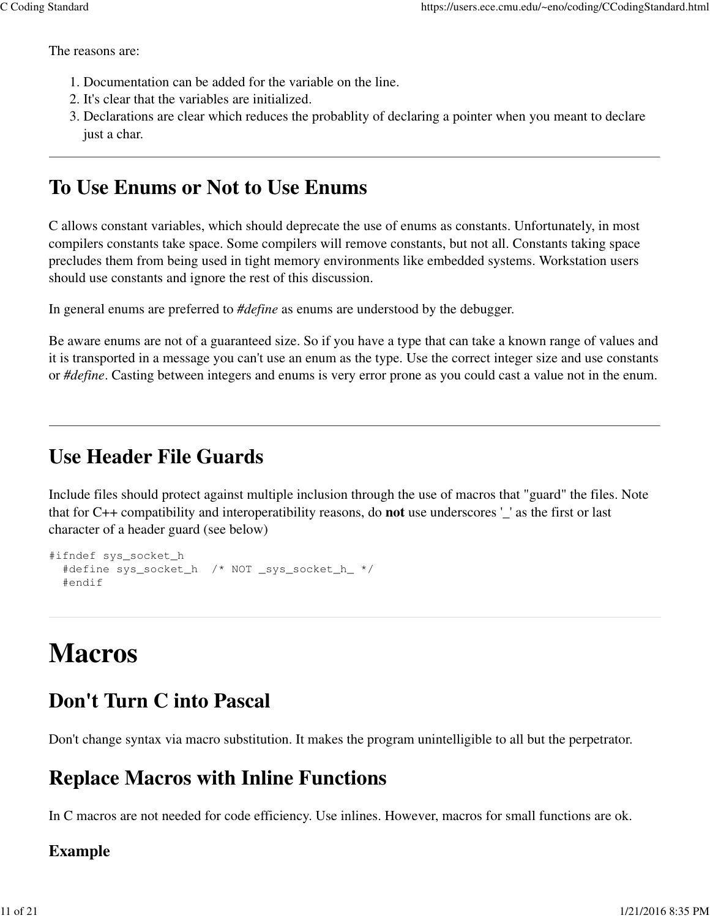The reasons are:

1. Documentation can be added for the variable on the line.
2. It's clear that the variables are initialized.
3. Declarations are clear which reduces the probablity of declaring a pointer when you meant to declare just a char.

---

## To Use Enums or Not to Use Enums

C allows constant variables, which should deprecate the use of enums as constants. Unfortunately, in most compilers constants take space. Some compilers will remove constants, but not all. Constants taking space precludes them from being used in tight memory environments like embedded systems. Workstation users should use constants and ignore the rest of this discussion.

In general enums are preferred to *#define* as enums are understood by the debugger.

Be aware enums are not of a guaranteed size. So if you have a type that can take a known range of values and it is transported in a message you can't use an enum as the type. Use the correct integer size and use constants or *#define*. Casting between integers and enums is very error prone as you could cast a value not in the enum.

---

## Use Header File Guards

Include files should protect against multiple inclusion through the use of macros that "guard" the files. Note that for C++ compatibility and interoperatibility reasons, do **not** use underscores '_' as the first or last character of a header guard (see below)

```
#ifndef sys_socket_h
  #define sys_socket_h  /* NOT _sys_socket_h_ */
  #endif
```

---

# Macros

## Don't Turn C into Pascal

Don't change syntax via macro substitution. It makes the program unintelligible to all but the perpetrator.

## Replace Macros with Inline Functions

In C macros are not needed for code efficiency. Use inlines. However, macros for small functions are ok.

### Example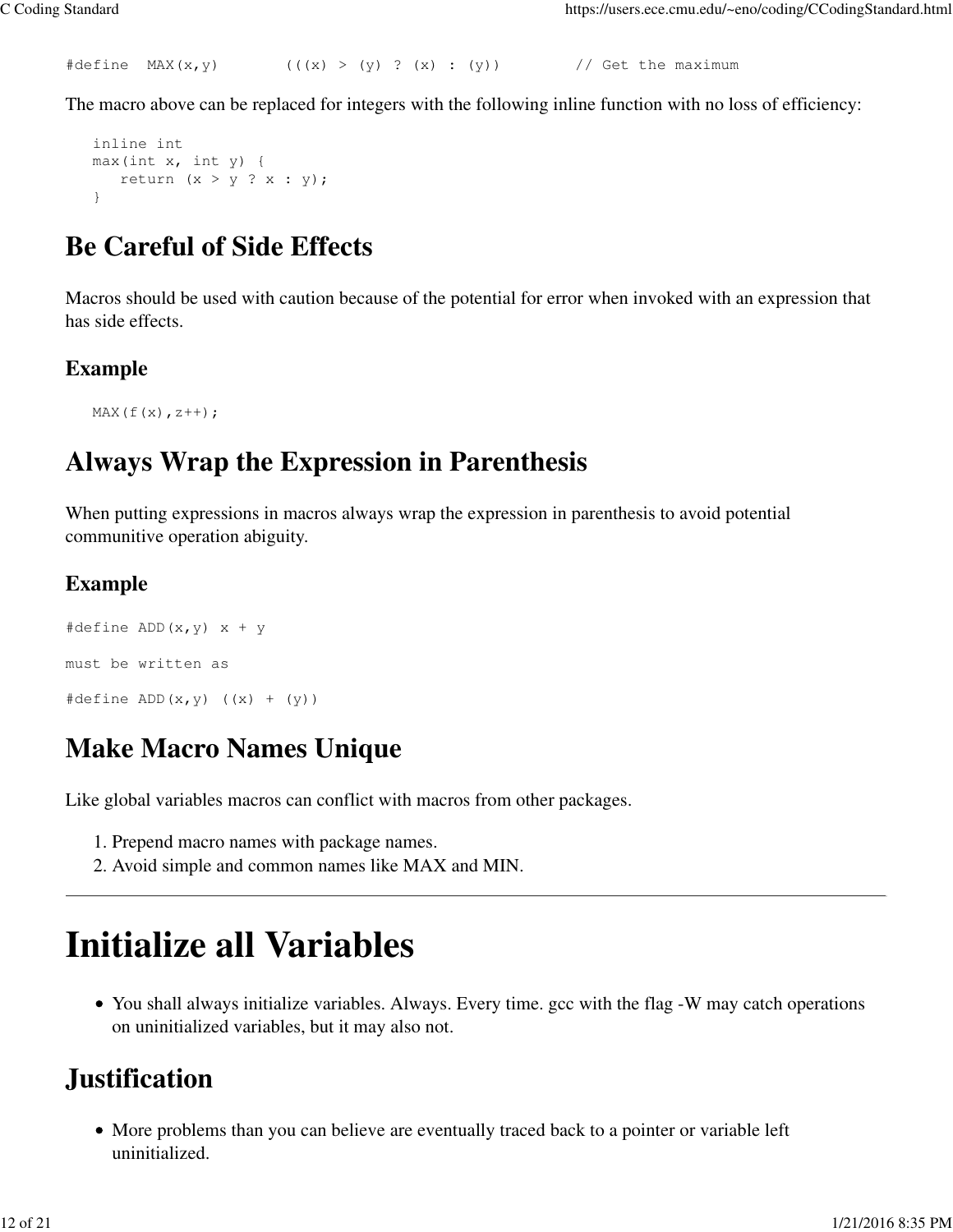```
#define  MAX(x,y)       (((x) > (y) ? (x) : (y)))        // Get the maximum
```

The macro above can be replaced for integers with the following inline function with no loss of efficiency:

```
inline int
max(int x, int y) {
   return (x > y ? x : y);
}
```

## Be Careful of Side Effects

Macros should be used with caution because of the potential for error when invoked with an expression that has side effects.

### Example

```
MAX(f(x),z++);
```

## Always Wrap the Expression in Parenthesis

When putting expressions in macros always wrap the expression in parenthesis to avoid potential communitive operation abiguity.

### Example

```
#define ADD(x,y) x + y

must be written as

#define ADD(x,y) ((x) + (y))
```

## Make Macro Names Unique

Like global variables macros can conflict with macros from other packages.

1. Prepend macro names with package names.
2. Avoid simple and common names like MAX and MIN.

---

# Initialize all Variables

- You shall always initialize variables. Always. Every time. gcc with the flag -W may catch operations on uninitialized variables, but it may also not.

## Justification

- More problems than you can believe are eventually traced back to a pointer or variable left uninitialized.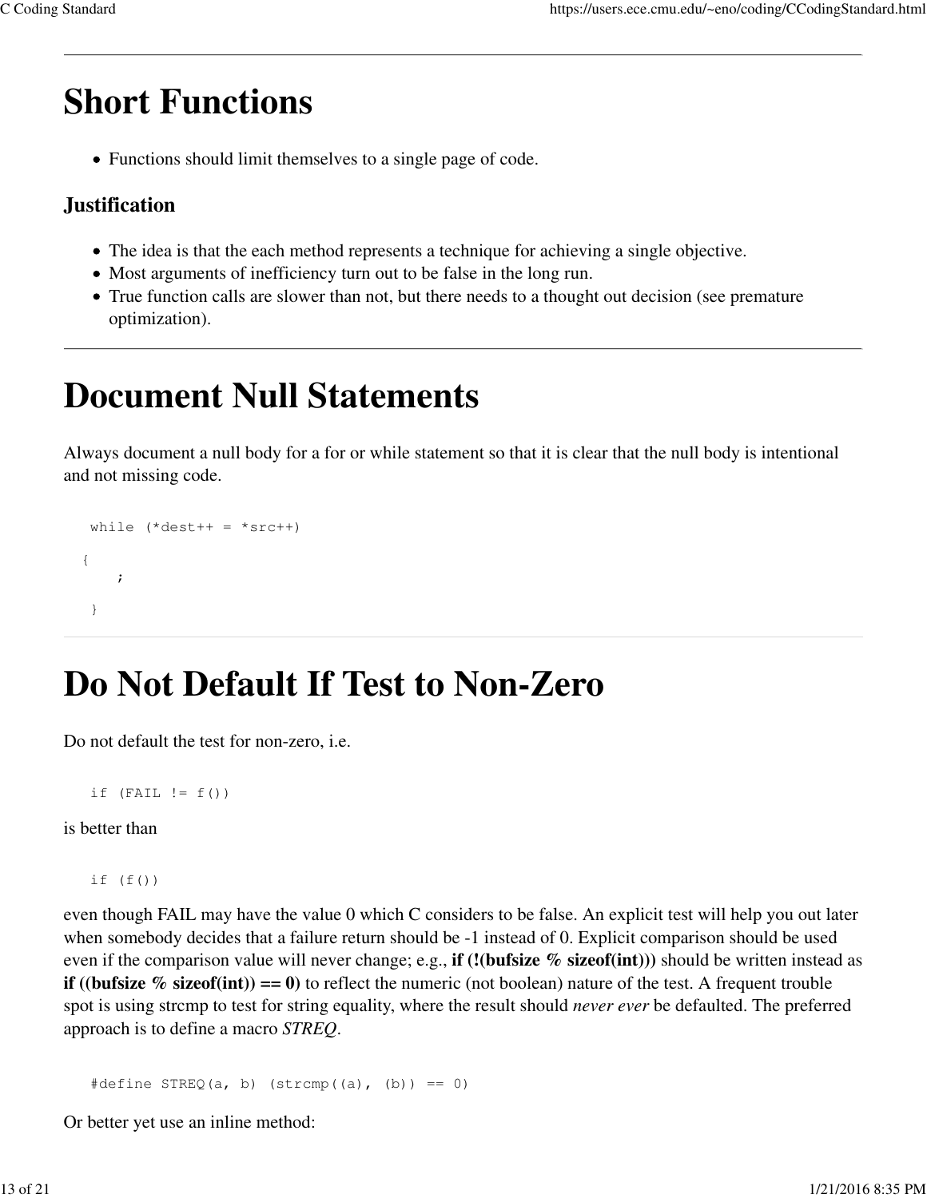---

# Short Functions

- Functions should limit themselves to a single page of code.

### Justification

- The idea is that the each method represents a technique for achieving a single objective.
- Most arguments of inefficiency turn out to be false in the long run.
- True function calls are slower than not, but there needs to a thought out decision (see premature optimization).

---

# Document Null Statements

Always document a null body for a for or while statement so that it is clear that the null body is intentional and not missing code.

```
   while (*dest++ = *src++)
  {
      ;
   }
```

---

# Do Not Default If Test to Non-Zero

Do not default the test for non-zero, i.e.

```
   if (FAIL != f())
```

is better than

```
   if (f())
```

even though FAIL may have the value 0 which C considers to be false. An explicit test will help you out later when somebody decides that a failure return should be -1 instead of 0. Explicit comparison should be used even if the comparison value will never change; e.g., **if (!(bufsize % sizeof(int)))** should be written instead as **if ((bufsize % sizeof(int)) == 0)** to reflect the numeric (not boolean) nature of the test. A frequent trouble spot is using strcmp to test for string equality, where the result should *never ever* be defaulted. The preferred approach is to define a macro *STREQ*.

```
   #define STREQ(a, b) (strcmp((a), (b)) == 0)
```

Or better yet use an inline method: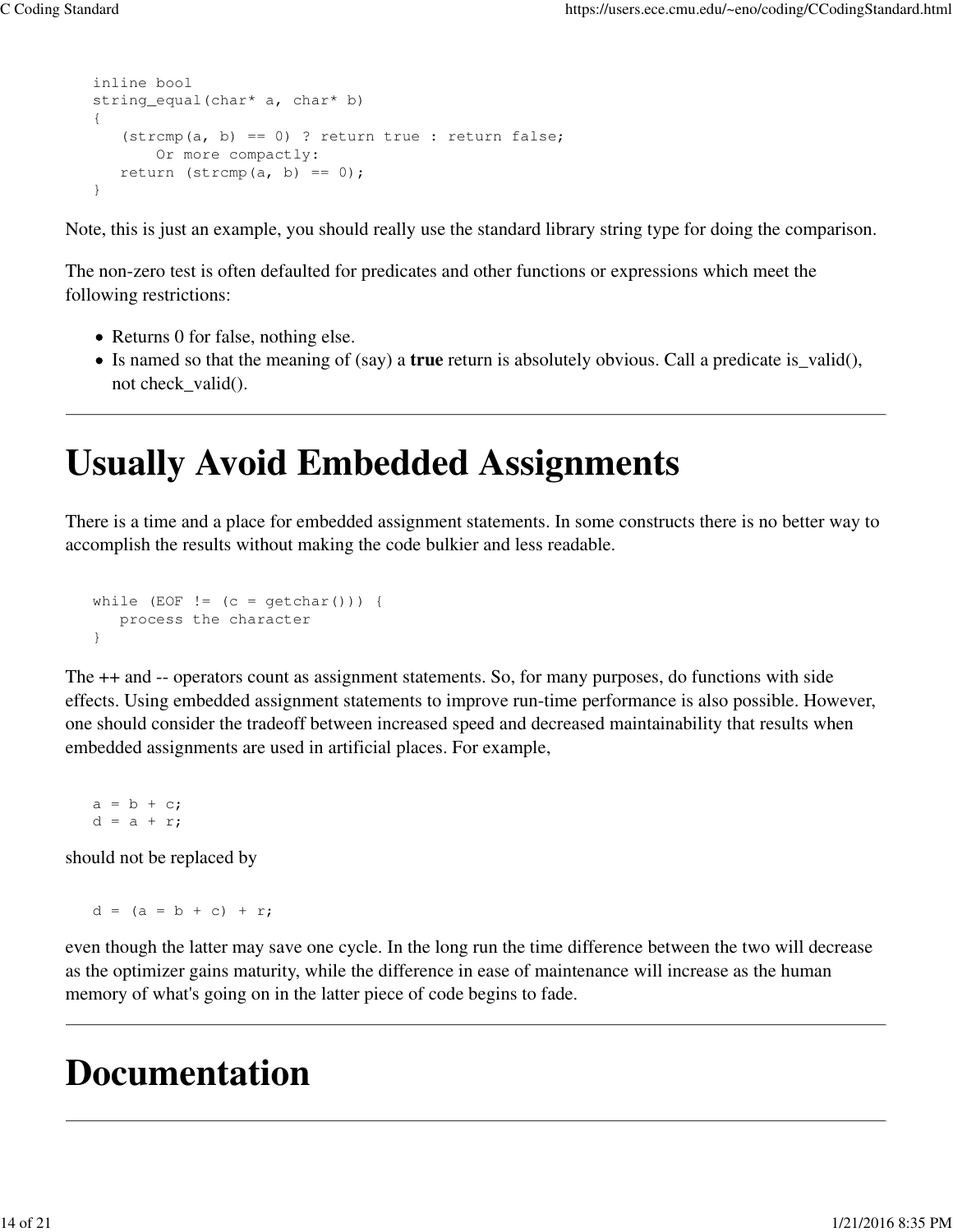```
inline bool
string_equal(char* a, char* b)
{
   (strcmp(a, b) == 0) ? return true : return false;
       Or more compactly:
   return (strcmp(a, b) == 0);
}
```

Note, this is just an example, you should really use the standard library string type for doing the comparison.

The non-zero test is often defaulted for predicates and other functions or expressions which meet the following restrictions:

- Returns 0 for false, nothing else.
- Is named so that the meaning of (say) a **true** return is absolutely obvious. Call a predicate is_valid(), not check_valid().

---

# Usually Avoid Embedded Assignments

There is a time and a place for embedded assignment statements. In some constructs there is no better way to accomplish the results without making the code bulkier and less readable.

```
while (EOF != (c = getchar())) {
   process the character
}
```

The ++ and -- operators count as assignment statements. So, for many purposes, do functions with side effects. Using embedded assignment statements to improve run-time performance is also possible. However, one should consider the tradeoff between increased speed and decreased maintainability that results when embedded assignments are used in artificial places. For example,

```
a = b + c;
d = a + r;
```

should not be replaced by

```
d = (a = b + c) + r;
```

even though the latter may save one cycle. In the long run the time difference between the two will decrease as the optimizer gains maturity, while the difference in ease of maintenance will increase as the human memory of what's going on in the latter piece of code begins to fade.

---

# Documentation

---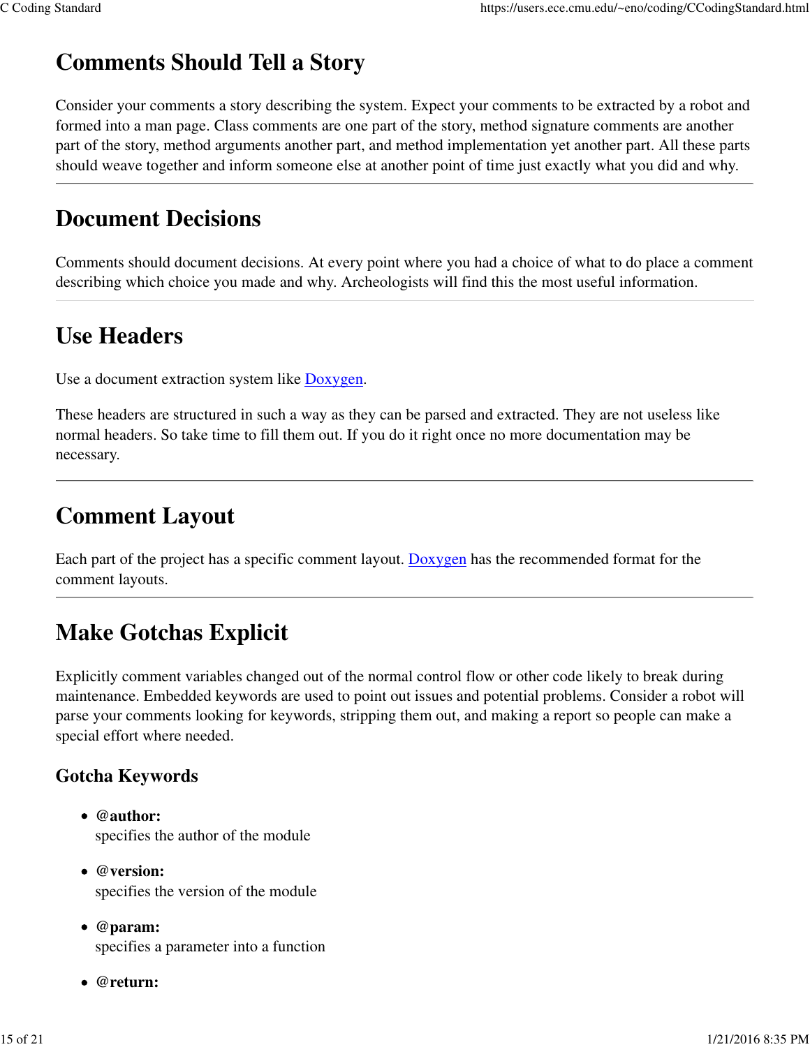# Comments Should Tell a Story

Consider your comments a story describing the system. Expect your comments to be extracted by a robot and formed into a man page. Class comments are one part of the story, method signature comments are another part of the story, method arguments another part, and method implementation yet another part. All these parts should weave together and inform someone else at another point of time just exactly what you did and why.

---

# Document Decisions

Comments should document decisions. At every point where you had a choice of what to do place a comment describing which choice you made and why. Archeologists will find this the most useful information.

---

# Use Headers

Use a document extraction system like Doxygen.

These headers are structured in such a way as they can be parsed and extracted. They are not useless like normal headers. So take time to fill them out. If you do it right once no more documentation may be necessary.

---

# Comment Layout

Each part of the project has a specific comment layout. Doxygen has the recommended format for the comment layouts.

---

# Make Gotchas Explicit

Explicitly comment variables changed out of the normal control flow or other code likely to break during maintenance. Embedded keywords are used to point out issues and potential problems. Consider a robot will parse your comments looking for keywords, stripping them out, and making a report so people can make a special effort where needed.

## Gotcha Keywords

- **@author:**
  specifies the author of the module
- **@version:**
  specifies the version of the module
- **@param:**
  specifies a parameter into a function
- **@return:**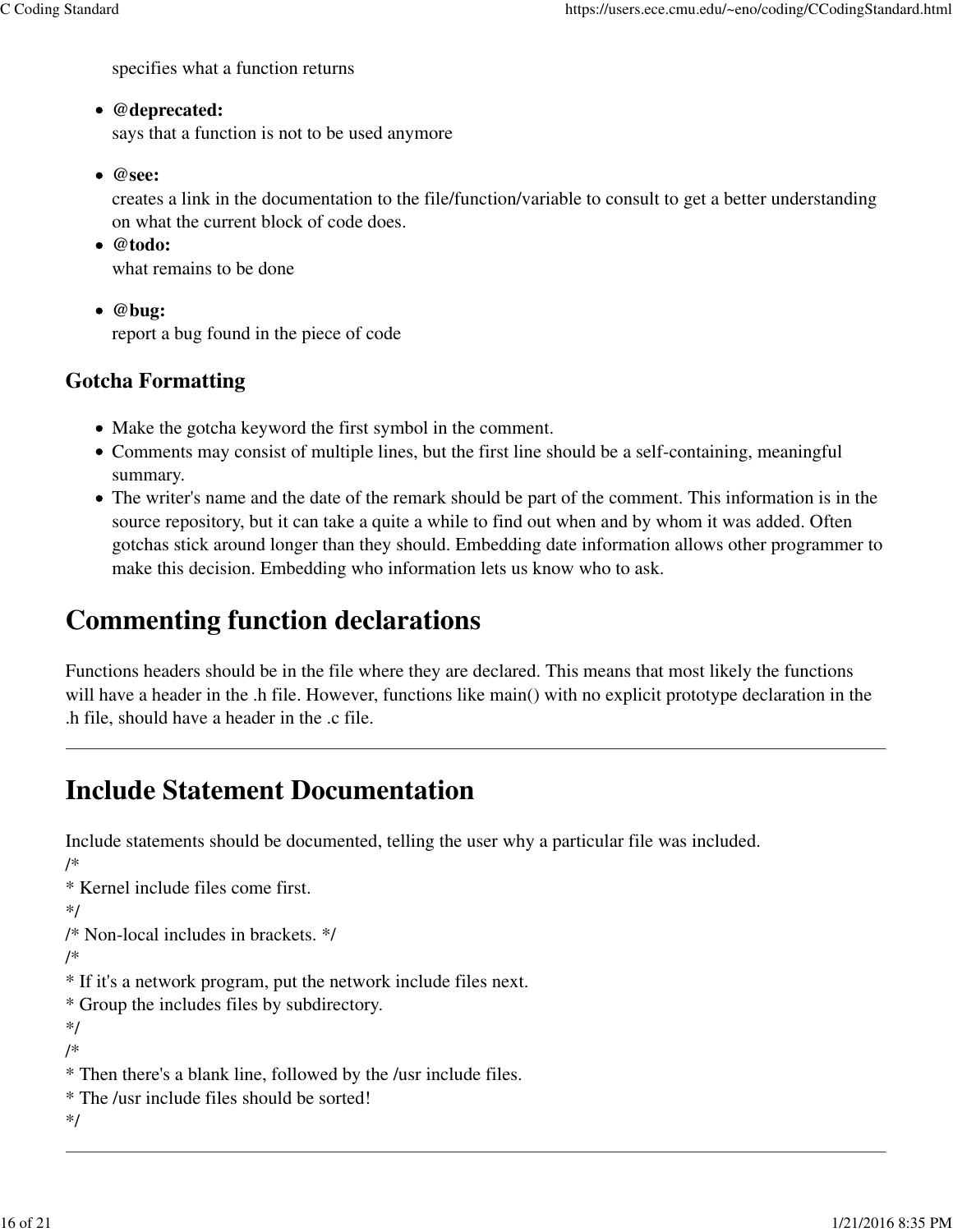specifies what a function returns

- **@deprecated:**
  says that a function is not to be used anymore
- **@see:**
  creates a link in the documentation to the file/function/variable to consult to get a better understanding on what the current block of code does.
- **@todo:**
  what remains to be done
- **@bug:**
  report a bug found in the piece of code

### Gotcha Formatting

- Make the gotcha keyword the first symbol in the comment.
- Comments may consist of multiple lines, but the first line should be a self-containing, meaningful summary.
- The writer's name and the date of the remark should be part of the comment. This information is in the source repository, but it can take a quite a while to find out when and by whom it was added. Often gotchas stick around longer than they should. Embedding date information allows other programmer to make this decision. Embedding who information lets us know who to ask.

# Commenting function declarations

Functions headers should be in the file where they are declared. This means that most likely the functions will have a header in the .h file. However, functions like main() with no explicit prototype declaration in the .h file, should have a header in the .c file.

---

# Include Statement Documentation

Include statements should be documented, telling the user why a particular file was included.

```
/*
* Kernel include files come first.
*/
/* Non-local includes in brackets. */
/*
* If it's a network program, put the network include files next.
* Group the includes files by subdirectory.
*/
/*
* Then there's a blank line, followed by the /usr include files.
* The /usr include files should be sorted!
*/
```

---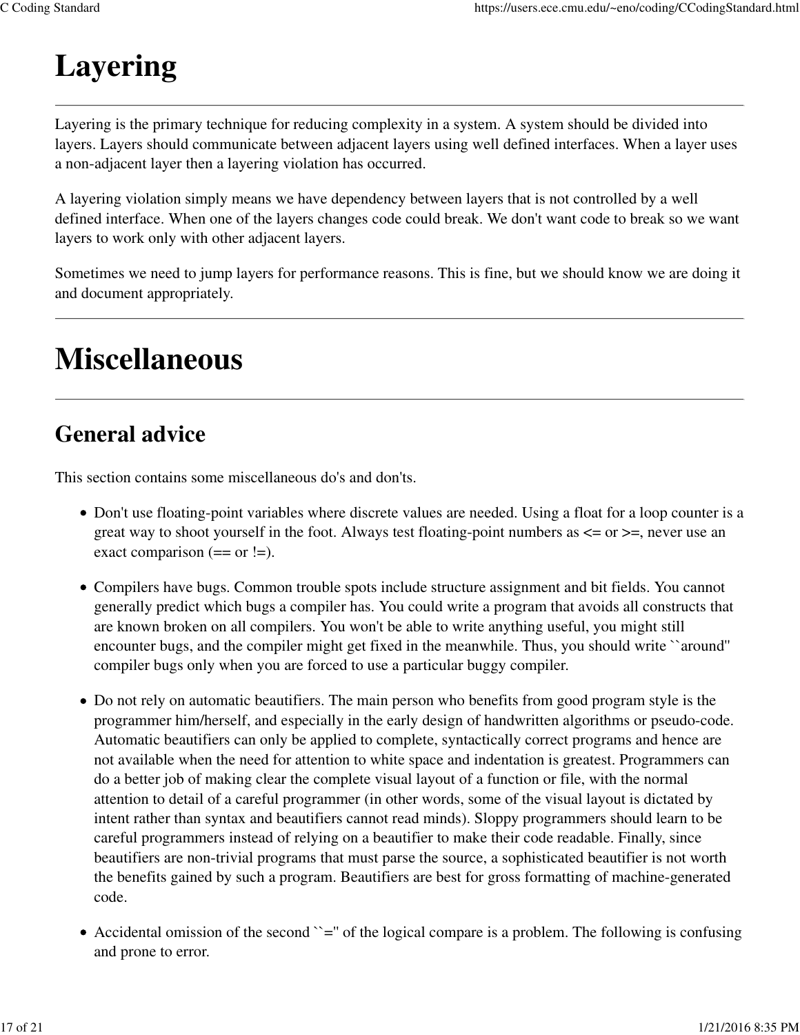# Layering

Layering is the primary technique for reducing complexity in a system. A system should be divided into layers. Layers should communicate between adjacent layers using well defined interfaces. When a layer uses a non-adjacent layer then a layering violation has occurred.

A layering violation simply means we have dependency between layers that is not controlled by a well defined interface. When one of the layers changes code could break. We don't want code to break so we want layers to work only with other adjacent layers.

Sometimes we need to jump layers for performance reasons. This is fine, but we should know we are doing it and document appropriately.

# Miscellaneous

## General advice

This section contains some miscellaneous do's and don'ts.

- Don't use floating-point variables where discrete values are needed. Using a float for a loop counter is a great way to shoot yourself in the foot. Always test floating-point numbers as <= or >=, never use an exact comparison (== or !=).
- Compilers have bugs. Common trouble spots include structure assignment and bit fields. You cannot generally predict which bugs a compiler has. You could write a program that avoids all constructs that are known broken on all compilers. You won't be able to write anything useful, you might still encounter bugs, and the compiler might get fixed in the meanwhile. Thus, you should write ``around'' compiler bugs only when you are forced to use a particular buggy compiler.
- Do not rely on automatic beautifiers. The main person who benefits from good program style is the programmer him/herself, and especially in the early design of handwritten algorithms or pseudo-code. Automatic beautifiers can only be applied to complete, syntactically correct programs and hence are not available when the need for attention to white space and indentation is greatest. Programmers can do a better job of making clear the complete visual layout of a function or file, with the normal attention to detail of a careful programmer (in other words, some of the visual layout is dictated by intent rather than syntax and beautifiers cannot read minds). Sloppy programmers should learn to be careful programmers instead of relying on a beautifier to make their code readable. Finally, since beautifiers are non-trivial programs that must parse the source, a sophisticated beautifier is not worth the benefits gained by such a program. Beautifiers are best for gross formatting of machine-generated code.
- Accidental omission of the second ``='' of the logical compare is a problem. The following is confusing and prone to error.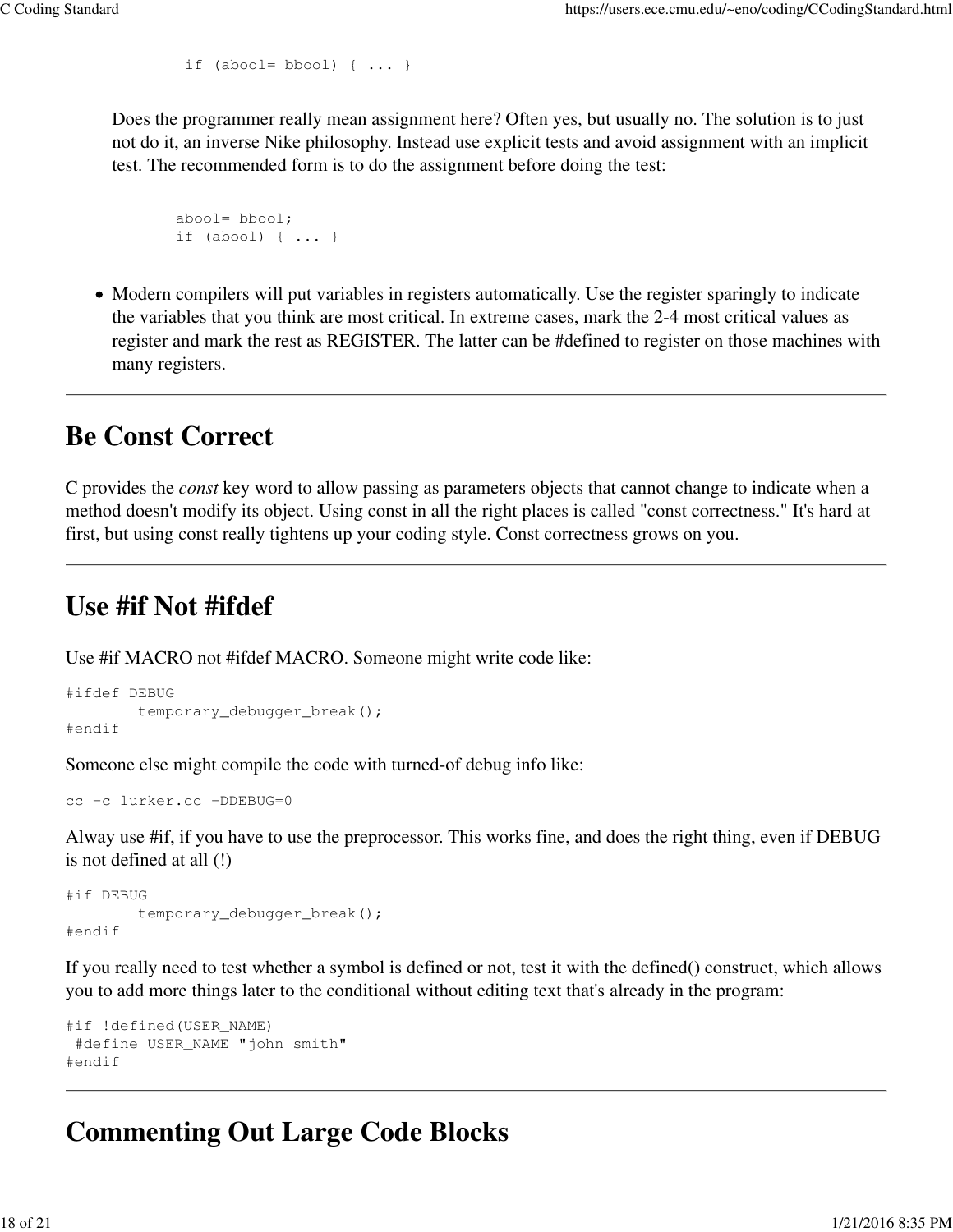```
if (abool= bbool) { ... }
```

Does the programmer really mean assignment here? Often yes, but usually no. The solution is to just not do it, an inverse Nike philosophy. Instead use explicit tests and avoid assignment with an implicit test. The recommended form is to do the assignment before doing the test:

```
abool= bbool;
if (abool) { ... }
```

- Modern compilers will put variables in registers automatically. Use the register sparingly to indicate the variables that you think are most critical. In extreme cases, mark the 2-4 most critical values as register and mark the rest as REGISTER. The latter can be #defined to register on those machines with many registers.

---

# Be Const Correct

C provides the *const* key word to allow passing as parameters objects that cannot change to indicate when a method doesn't modify its object. Using const in all the right places is called "const correctness." It's hard at first, but using const really tightens up your coding style. Const correctness grows on you.

---

# Use #if Not #ifdef

Use #if MACRO not #ifdef MACRO. Someone might write code like:

```
#ifdef DEBUG
        temporary_debugger_break();
#endif
```

Someone else might compile the code with turned-of debug info like:

```
cc -c lurker.cc -DDEBUG=0
```

Alway use #if, if you have to use the preprocessor. This works fine, and does the right thing, even if DEBUG is not defined at all (!)

```
#if DEBUG
        temporary_debugger_break();
#endif
```

If you really need to test whether a symbol is defined or not, test it with the defined() construct, which allows you to add more things later to the conditional without editing text that's already in the program:

```
#if !defined(USER_NAME)
 #define USER_NAME "john smith"
#endif
```

---

# Commenting Out Large Code Blocks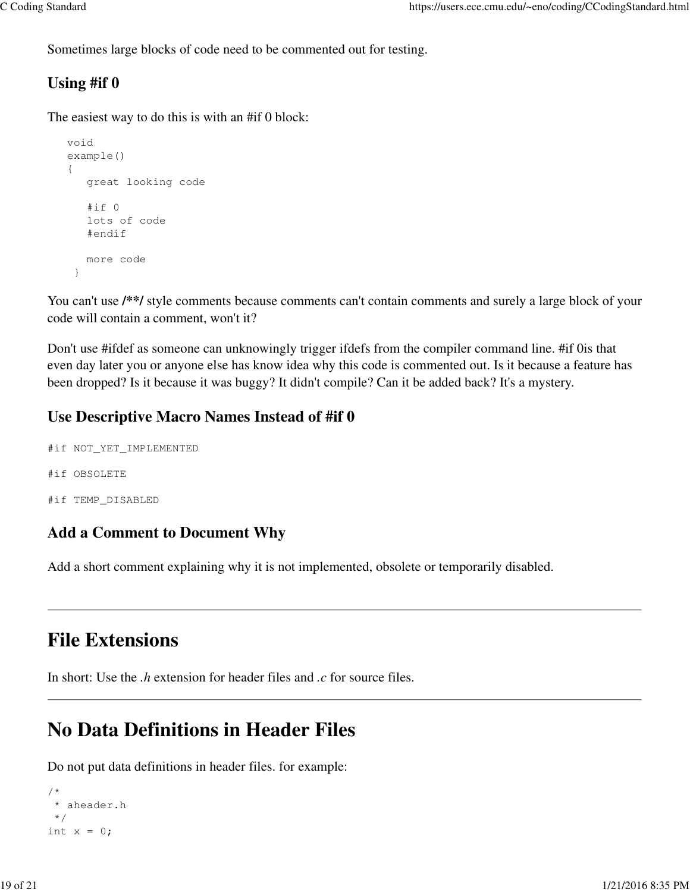Sometimes large blocks of code need to be commented out for testing.

### Using #if 0

The easiest way to do this is with an #if 0 block:

```
void
example()
{
   great looking code

   #if 0
   lots of code
   #endif

   more code
 }
```

You can't use **/**/** style comments because comments can't contain comments and surely a large block of your code will contain a comment, won't it?

Don't use #ifdef as someone can unknowingly trigger ifdefs from the compiler command line. #if 0is that even day later you or anyone else has know idea why this code is commented out. Is it because a feature has been dropped? Is it because it was buggy? It didn't compile? Can it be added back? It's a mystery.

### Use Descriptive Macro Names Instead of #if 0

```
#if NOT_YET_IMPLEMENTED

#if OBSOLETE

#if TEMP_DISABLED
```

### Add a Comment to Document Why

Add a short comment explaining why it is not implemented, obsolete or temporarily disabled.

---

# File Extensions

In short: Use the *.h* extension for header files and *.c* for source files.

---

# No Data Definitions in Header Files

Do not put data definitions in header files. for example:

```
/*
 * aheader.h
 */
int x = 0;
```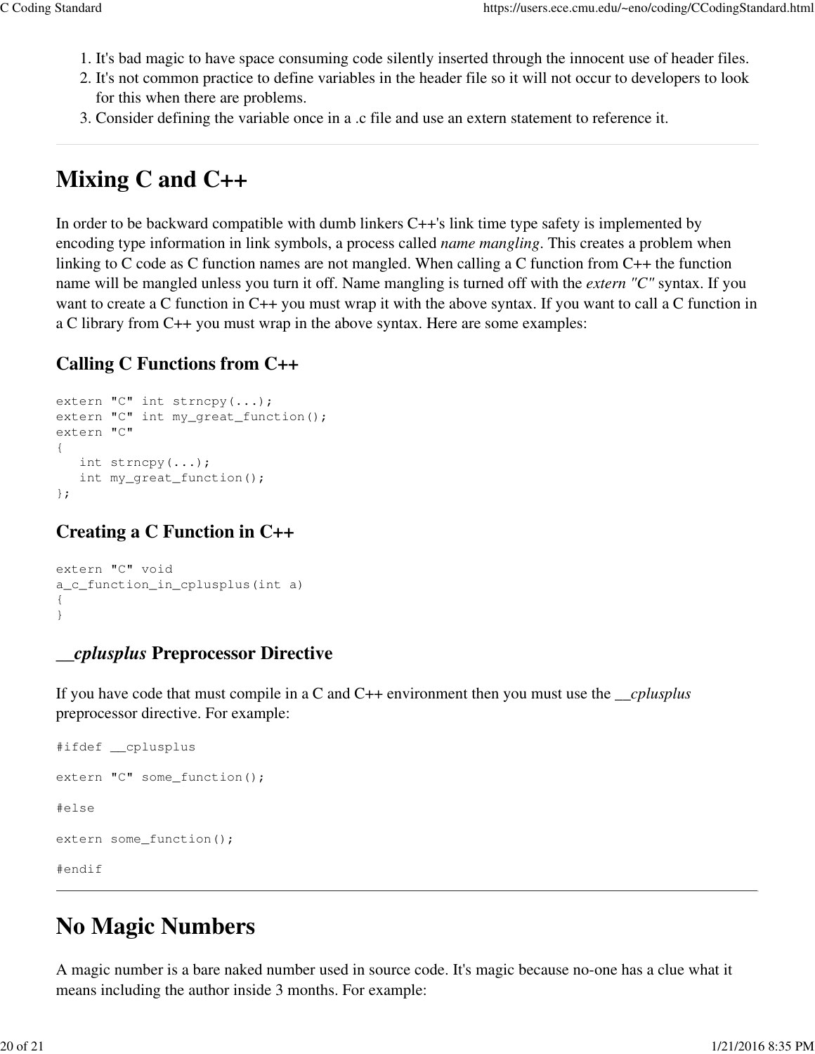1. It's bad magic to have space consuming code silently inserted through the innocent use of header files.
2. It's not common practice to define variables in the header file so it will not occur to developers to look for this when there are problems.
3. Consider defining the variable once in a .c file and use an extern statement to reference it.

# Mixing C and C++

In order to be backward compatible with dumb linkers C++'s link time type safety is implemented by encoding type information in link symbols, a process called *name mangling*. This creates a problem when linking to C code as C function names are not mangled. When calling a C function from C++ the function name will be mangled unless you turn it off. Name mangling is turned off with the *extern "C"* syntax. If you want to create a C function in C++ you must wrap it with the above syntax. If you want to call a C function in a C library from C++ you must wrap in the above syntax. Here are some examples:

### Calling C Functions from C++

```
extern "C" int strncpy(...);
extern "C" int my_great_function();
extern "C"
{
   int strncpy(...);
   int my_great_function();
};
```

### Creating a C Function in C++

```
extern "C" void
a_c_function_in_cplusplus(int a)
{
}
```

### __*cplusplus* Preprocessor Directive

If you have code that must compile in a C and C++ environment then you must use the __*cplusplus* preprocessor directive. For example:

```
#ifdef __cplusplus

extern "C" some_function();

#else

extern some_function();

#endif
```

# No Magic Numbers

A magic number is a bare naked number used in source code. It's magic because no-one has a clue what it means including the author inside 3 months. For example: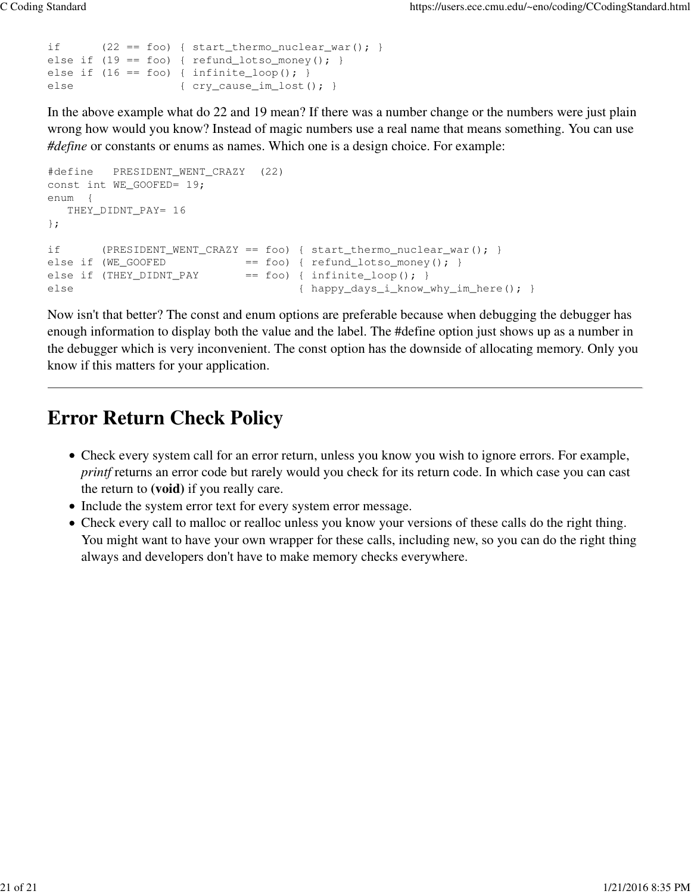```
if      (22 == foo) { start_thermo_nuclear_war(); }
else if (19 == foo) { refund_lotso_money(); }
else if (16 == foo) { infinite_loop(); }
else                { cry_cause_im_lost(); }
```

In the above example what do 22 and 19 mean? If there was a number change or the numbers were just plain wrong how would you know? Instead of magic numbers use a real name that means something. You can use *#define* or constants or enums as names. Which one is a design choice. For example:

```
#define   PRESIDENT_WENT_CRAZY  (22)
const int WE_GOOFED= 19;
enum  {
   THEY_DIDNT_PAY= 16
};

if      (PRESIDENT_WENT_CRAZY == foo) { start_thermo_nuclear_war(); }
else if (WE_GOOFED            == foo) { refund_lotso_money(); }
else if (THEY_DIDNT_PAY       == foo) { infinite_loop(); }
else                                  { happy_days_i_know_why_im_here(); }
```

Now isn't that better? The const and enum options are preferable because when debugging the debugger has enough information to display both the value and the label. The #define option just shows up as a number in the debugger which is very inconvenient. The const option has the downside of allocating memory. Only you know if this matters for your application.

---

# Error Return Check Policy

- Check every system call for an error return, unless you know you wish to ignore errors. For example, *printf* returns an error code but rarely would you check for its return code. In which case you can cast the return to **(void)** if you really care.
- Include the system error text for every system error message.
- Check every call to malloc or realloc unless you know your versions of these calls do the right thing. You might want to have your own wrapper for these calls, including new, so you can do the right thing always and developers don't have to make memory checks everywhere.